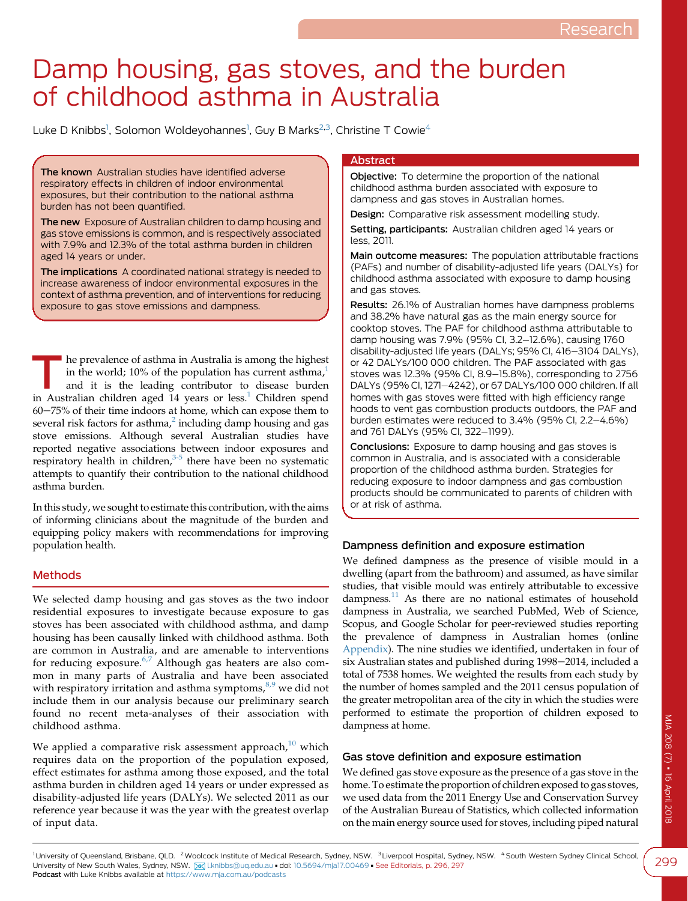Research

# Damp housing, gas stoves, and the burden of childhood asthma in Australia

Luke D Knibbs[1], Solomon Woldeyohannes[1], Guy B Marks[2,3], Christine T Cowie[4]

**The known** Australian studies have identified adverse respiratory effects in children of indoor environmental exposures, but their contribution to the national asthma burden has not been quantified.

**The new** Exposure of Australian children to damp housing and gas stove emissions is common, and is respectively associated with 7.9% and 12.3% of the total asthma burden in children aged 14 years or under.

**The implications** A coordinated national strategy is needed to increase awareness of indoor environmental exposures in the context of asthma prevention, and of interventions for reducing exposure to gas stove emissions and dampness.

## Abstract

**Objective:** To determine the proportion of the national childhood asthma burden associated with exposure to dampness and gas stoves in Australian homes.

**Design:** Comparative risk assessment modelling study.

**Setting, participants:** Australian children aged 14 years or less, 2011.

**Main outcome measures:** The population attributable fractions (PAFs) and number of disability-adjusted life years (DALYs) for childhood asthma associated with exposure to damp housing and gas stoves.

**Results:** 26.1% of Australian homes have dampness problems and 38.2% have natural gas as the main energy source for cooktop stoves. The PAF for childhood asthma attributable to damp housing was 7.9% (95% CI, 3.2–12.6%), causing 1760 disability-adjusted life years (DALYs; 95% CI, 416–3104 DALYs), or 42 DALYs/100 000 children. The PAF associated with gas stoves was 12.3% (95% CI, 8.9–15.8%), corresponding to 2756 DALYs (95% CI, 1271–4242), or 67 DALYs/100 000 children. If all homes with gas stoves were fitted with high efficiency range hoods to vent gas combustion products outdoors, the PAF and burden estimates were reduced to 3.4% (95% CI, 2.2–4.6%) and 761 DALYs (95% CI, 322–1199).

**Conclusions:** Exposure to damp housing and gas stoves is common in Australia, and is associated with a considerable proportion of the childhood asthma burden. Strategies for reducing exposure to indoor dampness and gas combustion products should be communicated to parents of children with or at risk of asthma.

The prevalence of asthma in Australia is among the highest in the world; 10% of the population has current asthma,[1] and it is the leading contributor to disease burden in Australian children aged 14 years or less.[1] Children spend 60–75% of their time indoors at home, which can expose them to several risk factors for asthma,[2] including damp housing and gas stove emissions. Although several Australian studies have reported negative associations between indoor exposures and respiratory health in children,[3-5] there have been no systematic attempts to quantify their contribution to the national childhood asthma burden.

In this study, we sought to estimate this contribution, with the aims of informing clinicians about the magnitude of the burden and equipping policy makers with recommendations for improving population health.

## Methods

We selected damp housing and gas stoves as the two indoor residential exposures to investigate because exposure to gas stoves has been associated with childhood asthma, and damp housing has been causally linked with childhood asthma. Both are common in Australia, and are amenable to interventions for reducing exposure.[6,7] Although gas heaters are also common in many parts of Australia and have been associated with respiratory irritation and asthma symptoms,[8,9] we did not include them in our analysis because our preliminary search found no recent meta-analyses of their association with childhood asthma.

We applied a comparative risk assessment approach,[10] which requires data on the proportion of the population exposed, effect estimates for asthma among those exposed, and the total asthma burden in children aged 14 years or under expressed as disability-adjusted life years (DALYs). We selected 2011 as our reference year because it was the year with the greatest overlap of input data.

### Dampness definition and exposure estimation

We defined dampness as the presence of visible mould in a dwelling (apart from the bathroom) and assumed, as have similar studies, that visible mould was entirely attributable to excessive dampness.[11] As there are no national estimates of household dampness in Australia, we searched PubMed, Web of Science, Scopus, and Google Scholar for peer-reviewed studies reporting the prevalence of dampness in Australian homes (online Appendix). The nine studies we identified, undertaken in four of six Australian states and published during 1998–2014, included a total of 7538 homes. We weighted the results from each study by the number of homes sampled and the 2011 census population of the greater metropolitan area of the city in which the studies were performed to estimate the proportion of children exposed to dampness at home.

### Gas stove definition and exposure estimation

We defined gas stove exposure as the presence of a gas stove in the home. To estimate the proportion of children exposed to gas stoves, we used data from the 2011 Energy Use and Conservation Survey of the Australian Bureau of Statistics, which collected information on the main energy source used for stoves, including piped natural

[1] University of Queensland, Brisbane, QLD. [2] Woolcock Institute of Medical Research, Sydney, NSW. [3] Liverpool Hospital, Sydney, NSW. [4] South Western Sydney Clinical School, University of New South Wales, Sydney, NSW. l.knibbs@uq.edu.au • doi: 10.5694/mja17.00469 • See Editorials, p. 296, 297
Podcast with Luke Knibbs available at https://www.mja.com.au/podcasts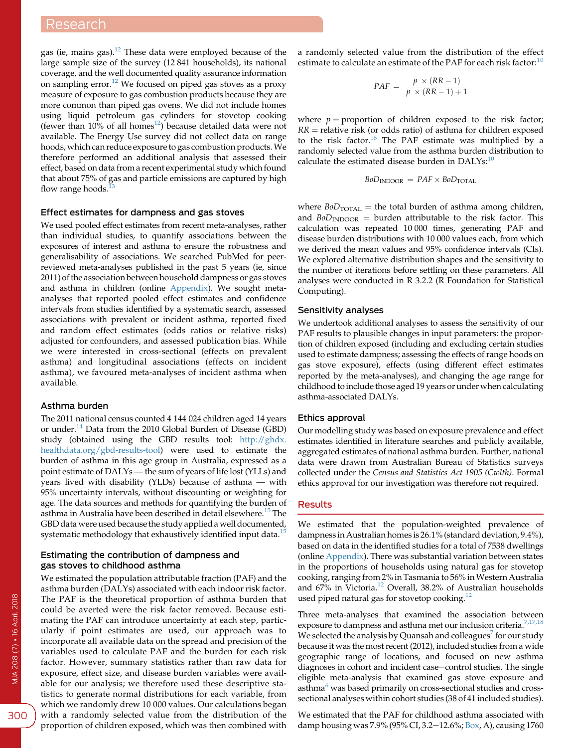gas (ie, mains gas).[12] These data were employed because of the large sample size of the survey (12 841 households), its national coverage, and the well documented quality assurance information on sampling error.[12] We focused on piped gas stoves as a proxy measure of exposure to gas combustion products because they are more common than piped gas ovens. We did not include homes using liquid petroleum gas cylinders for stovetop cooking (fewer than 10% of all homes[12]) because detailed data were not available. The Energy Use survey did not collect data on range hoods, which can reduce exposure to gas combustion products. We therefore performed an additional analysis that assessed their effect, based on data from a recent experimental study which found that about 75% of gas and particle emissions are captured by high flow range hoods.[13]

### Effect estimates for dampness and gas stoves

We used pooled effect estimates from recent meta-analyses, rather than individual studies, to quantify associations between the exposures of interest and asthma to ensure the robustness and generalisability of associations. We searched PubMed for peer-reviewed meta-analyses published in the past 5 years (ie, since 2011) of the association between household dampness or gas stoves and asthma in children (online Appendix). We sought meta-analyses that reported pooled effect estimates and confidence intervals from studies identified by a systematic search, assessed associations with prevalent or incident asthma, reported fixed and random effect estimates (odds ratios or relative risks) adjusted for confounders, and assessed publication bias. While we were interested in cross-sectional (effects on prevalent asthma) and longitudinal associations (effects on incident asthma), we favoured meta-analyses of incident asthma when available.

### Asthma burden

The 2011 national census counted 4 144 024 children aged 14 years or under.[14] Data from the 2010 Global Burden of Disease (GBD) study (obtained using the GBD results tool: http://ghdx.healthdata.org/gbd-results-tool) were used to estimate the burden of asthma in this age group in Australia, expressed as a point estimate of DALYs — the sum of years of life lost (YLLs) and years lived with disability (YLDs) because of asthma — with 95% uncertainty intervals, without discounting or weighting for age. The data sources and methods for quantifying the burden of asthma in Australia have been described in detail elsewhere.[15] The GBD data were used because the study applied a well documented, systematic methodology that exhaustively identified input data.[15]

### Estimating the contribution of dampness and gas stoves to childhood asthma

We estimated the population attributable fraction (PAF) and the asthma burden (DALYs) associated with each indoor risk factor. The PAF is the theoretical proportion of asthma burden that could be averted were the risk factor removed. Because estimating the PAF can introduce uncertainty at each step, particularly if point estimates are used, our approach was to incorporate all available data on the spread and precision of the variables used to calculate PAF and the burden for each risk factor. However, summary statistics rather than raw data for exposure, effect size, and disease burden variables were available for our analysis; we therefore used these descriptive statistics to generate normal distributions for each variable, from which we randomly drew 10 000 values. Our calculations began with a randomly selected value from the distribution of the proportion of children exposed, which was then combined with a randomly selected value from the distribution of the effect estimate to calculate an estimate of the PAF for each risk factor:[10]

$$PAF = \frac{p \times (RR - 1)}{p \times (RR - 1) + 1}$$

where $p$ = proportion of children exposed to the risk factor; $RR$ = relative risk (or odds ratio) of asthma for children exposed to the risk factor.[16] The PAF estimate was multiplied by a randomly selected value from the asthma burden distribution to calculate the estimated disease burden in DALYs:[10]

$$BoD_{\mathrm{INDOOR}} = PAF \times BoD_{\mathrm{TOTAL}}$$

where $BoD_{\mathrm{TOTAL}}$ = the total burden of asthma among children, and $BoD_{\mathrm{INDOOR}}$ = burden attributable to the risk factor. This calculation was repeated 10 000 times, generating PAF and disease burden distributions with 10 000 values each, from which we derived the mean values and 95% confidence intervals (CIs). We explored alternative distribution shapes and the sensitivity to the number of iterations before settling on these parameters. All analyses were conducted in R 3.2.2 (R Foundation for Statistical Computing).

### Sensitivity analyses

We undertook additional analyses to assess the sensitivity of our PAF results to plausible changes in input parameters: the proportion of children exposed (including and excluding certain studies used to estimate dampness; assessing the effects of range hoods on gas stove exposure), effects (using different effect estimates reported by the meta-analyses), and changing the age range for childhood to include those aged 19 years or under when calculating asthma-associated DALYs.

### Ethics approval

Our modelling study was based on exposure prevalence and effect estimates identified in literature searches and publicly available, aggregated estimates of national asthma burden. Further, national data were drawn from Australian Bureau of Statistics surveys collected under the *Census and Statistics Act 1905 (Cwlth)*. Formal ethics approval for our investigation was therefore not required.

## Results

We estimated that the population-weighted prevalence of dampness in Australian homes is 26.1% (standard deviation, 9.4%), based on data in the identified studies for a total of 7538 dwellings (online Appendix). There was substantial variation between states in the proportions of households using natural gas for stovetop cooking, ranging from 2% in Tasmania to 56% in Western Australia and 67% in Victoria.[12] Overall, 38.2% of Australian households used piped natural gas for stovetop cooking.[12]

Three meta-analyses that examined the association between exposure to dampness and asthma met our inclusion criteria.[7,17,18] We selected the analysis by Quansah and colleagues[7] for our study because it was the most recent (2012), included studies from a wide geographic range of locations, and focused on new asthma diagnoses in cohort and incident case−control studies. The single eligible meta-analysis that examined gas stove exposure and asthma[6] was based primarily on cross-sectional studies and cross-sectional analyses within cohort studies (38 of 41 included studies).

We estimated that the PAF for childhood asthma associated with damp housing was 7.9% (95% CI, 3.2−12.6%; Box, A), causing 1760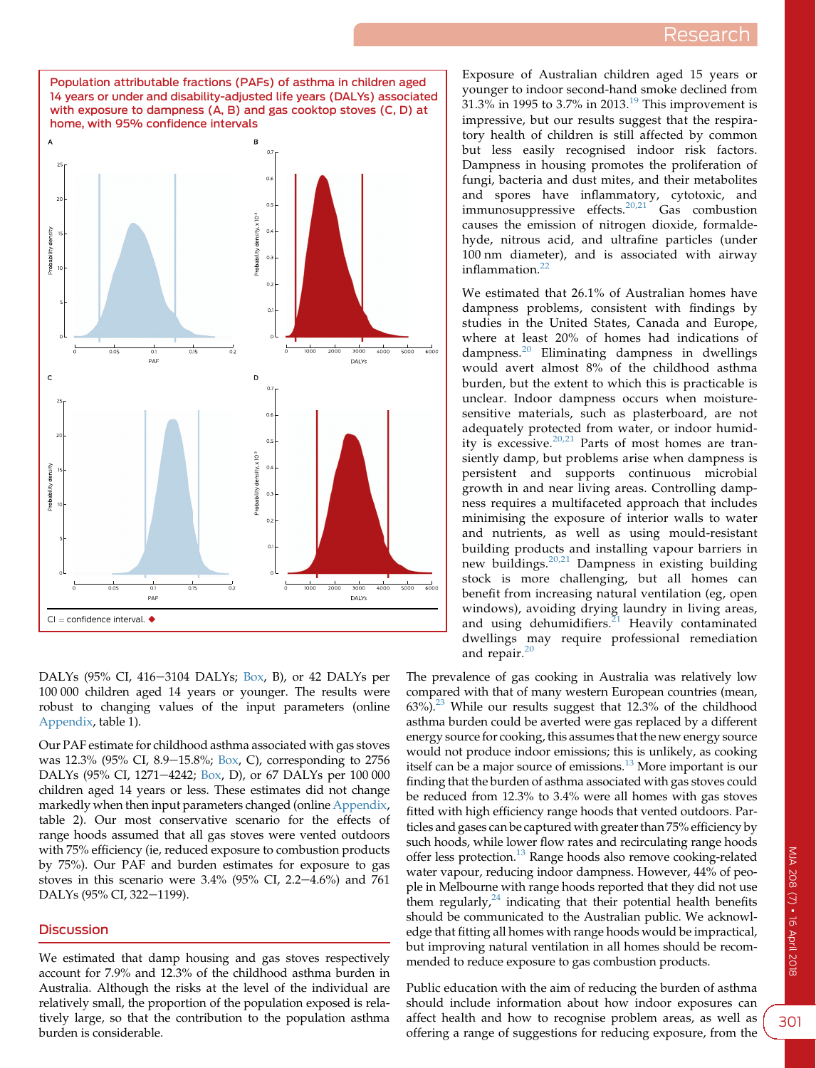Population attributable fractions (PAFs) of asthma in children aged 14 years or under and disability-adjusted life years (DALYs) associated with exposure to dampness (A, B) and gas cooktop stoves (C, D) at home, with 95% confidence intervals

CI = confidence interval. ◆

DALYs (95% CI, 416−3104 DALYs; Box, B), or 42 DALYs per 100 000 children aged 14 years or younger. The results were robust to changing values of the input parameters (online Appendix, table 1).

Our PAF estimate for childhood asthma associated with gas stoves was 12.3% (95% CI, 8.9−15.8%; Box, C), corresponding to 2756 DALYs (95% CI, 1271−4242; Box, D), or 67 DALYs per 100 000 children aged 14 years or less. These estimates did not change markedly when then input parameters changed (online Appendix, table 2). Our most conservative scenario for the effects of range hoods assumed that all gas stoves were vented outdoors with 75% efficiency (ie, reduced exposure to combustion products by 75%). Our PAF and burden estimates for exposure to gas stoves in this scenario were 3.4% (95% CI, 2.2−4.6%) and 761 DALYs (95% CI, 322−1199).

## Discussion

We estimated that damp housing and gas stoves respectively account for 7.9% and 12.3% of the childhood asthma burden in Australia. Although the risks at the level of the individual are relatively small, the proportion of the population exposed is relatively large, so that the contribution to the population asthma burden is considerable.

Exposure of Australian children aged 15 years or younger to indoor second-hand smoke declined from 31.3% in 1995 to 3.7% in 2013.[19] This improvement is impressive, but our results suggest that the respiratory health of children is still affected by common but less easily recognised indoor risk factors. Dampness in housing promotes the proliferation of fungi, bacteria and dust mites, and their metabolites and spores have inflammatory, cytotoxic, and immunosuppressive effects.[20,21] Gas combustion causes the emission of nitrogen dioxide, formaldehyde, nitrous acid, and ultrafine particles (under 100 nm diameter), and is associated with airway inflammation.[22]

We estimated that 26.1% of Australian homes have dampness problems, consistent with findings by studies in the United States, Canada and Europe, where at least 20% of homes had indications of dampness.[20] Eliminating dampness in dwellings would avert almost 8% of the childhood asthma burden, but the extent to which this is practicable is unclear. Indoor dampness occurs when moisture-sensitive materials, such as plasterboard, are not adequately protected from water, or indoor humidity is excessive.[20,21] Parts of most homes are transiently damp, but problems arise when dampness is persistent and supports continuous microbial growth in and near living areas. Controlling dampness requires a multifaceted approach that includes minimising the exposure of interior walls to water and nutrients, as well as using mould-resistant building products and installing vapour barriers in new buildings.[20,21] Dampness in existing building stock is more challenging, but all homes can benefit from increasing natural ventilation (eg, open windows), avoiding drying laundry in living areas, and using dehumidifiers.[21] Heavily contaminated dwellings may require professional remediation and repair.[20]

The prevalence of gas cooking in Australia was relatively low compared with that of many western European countries (mean, 63%).[23] While our results suggest that 12.3% of the childhood asthma burden could be averted were gas replaced by a different energy source for cooking, this assumes that the new energy source would not produce indoor emissions; this is unlikely, as cooking itself can be a major source of emissions.[13] More important is our finding that the burden of asthma associated with gas stoves could be reduced from 12.3% to 3.4% were all homes with gas stoves fitted with high efficiency range hoods that vented outdoors. Particles and gases can be captured with greater than 75% efficiency by such hoods, while lower flow rates and recirculating range hoods offer less protection.[13] Range hoods also remove cooking-related water vapour, reducing indoor dampness. However, 44% of people in Melbourne with range hoods reported that they did not use them regularly,[24] indicating that their potential health benefits should be communicated to the Australian public. We acknowledge that fitting all homes with range hoods would be impractical, but improving natural ventilation in all homes should be recommended to reduce exposure to gas combustion products.

Public education with the aim of reducing the burden of asthma should include information about how indoor exposures can affect health and how to recognise problem areas, as well as offering a range of suggestions for reducing exposure, from the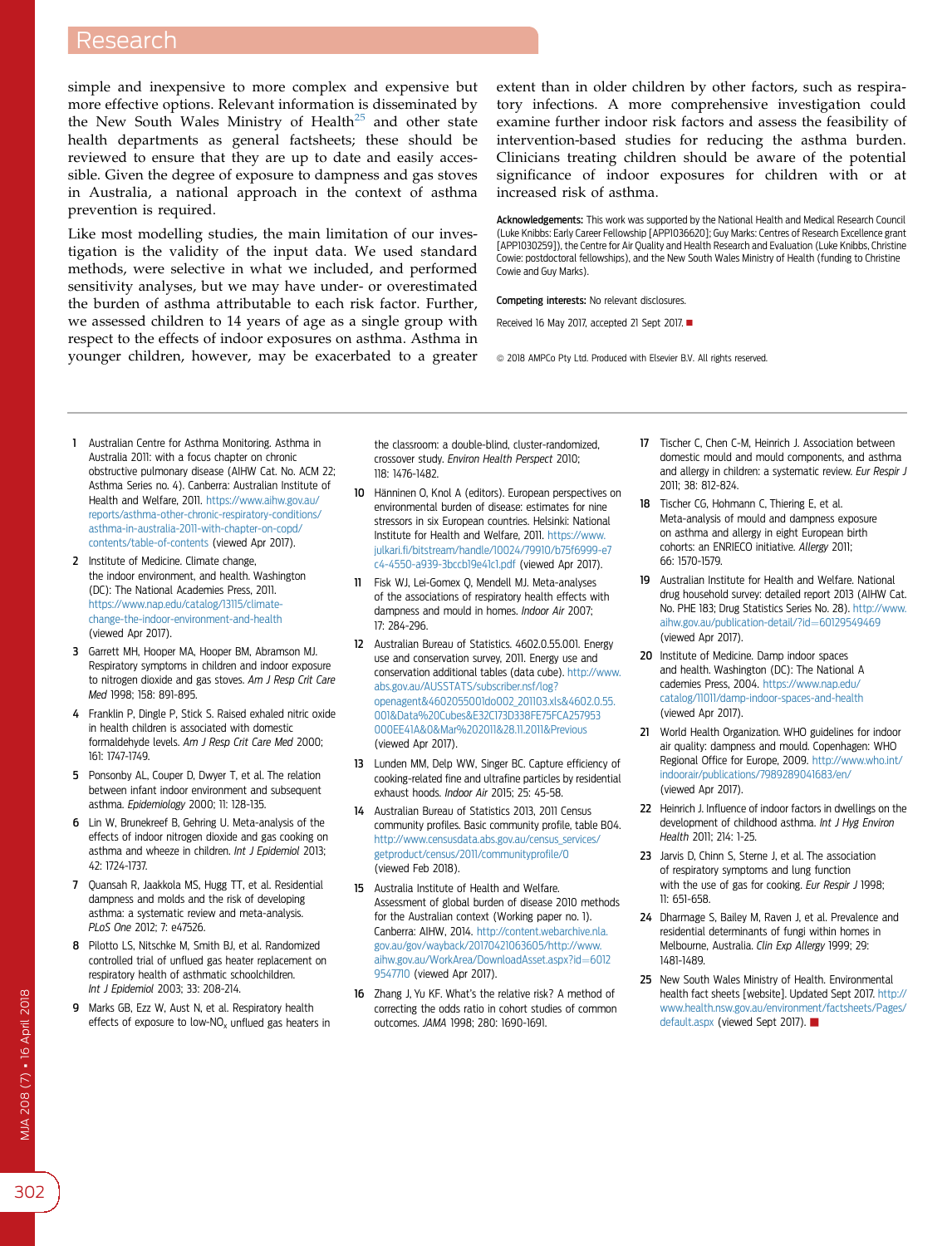simple and inexpensive to more complex and expensive but more effective options. Relevant information is disseminated by the New South Wales Ministry of Health[25] and other state health departments as general factsheets; these should be reviewed to ensure that they are up to date and easily accessible. Given the degree of exposure to dampness and gas stoves in Australia, a national approach in the context of asthma prevention is required.

Like most modelling studies, the main limitation of our investigation is the validity of the input data. We used standard methods, were selective in what we included, and performed sensitivity analyses, but we may have under- or overestimated the burden of asthma attributable to each risk factor. Further, we assessed children to 14 years of age as a single group with respect to the effects of indoor exposures on asthma. Asthma in younger children, however, may be exacerbated to a greater extent than in older children by other factors, such as respiratory infections. A more comprehensive investigation could examine further indoor risk factors and assess the feasibility of intervention-based studies for reducing the asthma burden. Clinicians treating children should be aware of the potential significance of indoor exposures for children with or at increased risk of asthma.

**Acknowledgements:** This work was supported by the National Health and Medical Research Council (Luke Knibbs: Early Career Fellowship [APP1036620]; Guy Marks: Centres of Research Excellence grant [APP1030259]), the Centre for Air Quality and Health Research and Evaluation (Luke Knibbs, Christine Cowie: postdoctoral fellowships), and the New South Wales Ministry of Health (funding to Christine Cowie and Guy Marks).

**Competing interests:** No relevant disclosures.

Received 16 May 2017, accepted 21 Sept 2017. ■

© 2018 AMPCo Pty Ltd. Produced with Elsevier B.V. All rights reserved.

1. Australian Centre for Asthma Monitoring. Asthma in Australia 2011: with a focus chapter on chronic obstructive pulmonary disease (AIHW Cat. No. ACM 22; Asthma Series no. 4). Canberra: Australian Institute of Health and Welfare, 2011. https://www.aihw.gov.au/reports/asthma-other-chronic-respiratory-conditions/asthma-in-australia-2011-with-chapter-on-copd/contents/table-of-contents (viewed Apr 2017).
2. Institute of Medicine. Climate change, the indoor environment, and health. Washington (DC): The National Academies Press, 2011. https://www.nap.edu/catalog/13115/climate-change-the-indoor-environment-and-health (viewed Apr 2017).
3. Garrett MH, Hooper MA, Hooper BM, Abramson MJ. Respiratory symptoms in children and indoor exposure to nitrogen dioxide and gas stoves. *Am J Resp Crit Care Med* 1998; 158: 891-895.
4. Franklin P, Dingle P, Stick S. Raised exhaled nitric oxide in health children is associated with domestic formaldehyde levels. *Am J Resp Crit Care Med* 2000; 161: 1747-1749.
5. Ponsonby AL, Couper D, Dwyer T, et al. The relation between infant indoor environment and subsequent asthma. *Epidemiology* 2000; 11: 128-135.
6. Lin W, Brunekreef B, Gehring U. Meta-analysis of the effects of indoor nitrogen dioxide and gas cooking on asthma and wheeze in children. *Int J Epidemiol* 2013; 42: 1724-1737.
7. Quansah R, Jaakkola MS, Hugg TT, et al. Residential dampness and molds and the risk of developing asthma: a systematic review and meta-analysis. *PLoS One* 2012; 7: e47526.
8. Pilotto LS, Nitschke M, Smith BJ, et al. Randomized controlled trial of unflued gas heater replacement on respiratory health of asthmatic schoolchildren. *Int J Epidemiol* 2003; 33: 208-214.
9. Marks GB, Ezz W, Aust N, et al. Respiratory health effects of exposure to low-$NO_x$ unflued gas heaters in the classroom: a double-blind, cluster-randomized, crossover study. *Environ Health Perspect* 2010; 118: 1476-1482.
10. Hänninen O, Knol A (editors). European perspectives on environmental burden of disease: estimates for nine stressors in six European countries. Helsinki: National Institute for Health and Welfare, 2011. https://www.julkari.fi/bitstream/handle/10024/79910/b75f6999-e7c4-4550-a939-3bccb19e41c1.pdf (viewed Apr 2017).
11. Fisk WJ, Lei-Gomez Q, Mendell MJ. Meta-analyses of the associations of respiratory health effects with dampness and mould in homes. *Indoor Air* 2007; 17: 284-296.
12. Australian Bureau of Statistics. 4602.0.55.001. Energy use and conservation survey, 2011. Energy use and conservation additional tables (data cube). http://www.abs.gov.au/AUSSTATS/subscriber.nsf/log?openagent&4602055001do002_201103.xls&4602.0.55.001&Data%20Cubes&E32C173D338FE75FCA257953000EE41A&0&Mar%202011&28.11.2011&Previous (viewed Apr 2017).
13. Lunden MM, Delp WW, Singer BC. Capture efficiency of cooking-related fine and ultrafine particles by residential exhaust hoods. *Indoor Air* 2015; 25: 45-58.
14. Australian Bureau of Statistics 2013, 2011 Census community profiles. Basic community profile, table B04. http://www.censusdata.abs.gov.au/census_services/getproduct/census/2011/communityprofile/0 (viewed Feb 2018).
15. Australia Institute of Health and Welfare. Assessment of global burden of disease 2010 methods for the Australian context (Working paper no. 1). Canberra: AIHW, 2014. http://content.webarchive.nla.gov.au/gov/wayback/20170421063605/http://www.aihw.gov.au/WorkArea/DownloadAsset.aspx?id=60129547710 (viewed Apr 2017).
16. Zhang J, Yu KF. What's the relative risk? A method of correcting the odds ratio in cohort studies of common outcomes. *JAMA* 1998; 280: 1690-1691.
17. Tischer C, Chen C-M, Heinrich J. Association between domestic mould and mould components, and asthma and allergy in children: a systematic review. *Eur Respir J* 2011; 38: 812-824.
18. Tischer CG, Hohmann C, Thiering E, et al. Meta-analysis of mould and dampness exposure on asthma and allergy in eight European birth cohorts: an ENRIECO initiative. *Allergy* 2011; 66: 1570-1579.
19. Australian Institute for Health and Welfare. National drug household survey: detailed report 2013 (AIHW Cat. No. PHE 183; Drug Statistics Series No. 28). http://www.aihw.gov.au/publication-detail/?id=60129549469 (viewed Apr 2017).
20. Institute of Medicine. Damp indoor spaces and health. Washington (DC): The National A cademies Press, 2004. https://www.nap.edu/catalog/11011/damp-indoor-spaces-and-health (viewed Apr 2017).
21. World Health Organization. WHO guidelines for indoor air quality: dampness and mould. Copenhagen: WHO Regional Office for Europe, 2009. http://www.who.int/indoorair/publications/7989289041683/en/ (viewed Apr 2017).
22. Heinrich J. Influence of indoor factors in dwellings on the development of childhood asthma. *Int J Hyg Environ Health* 2011; 214: 1-25.
23. Jarvis D, Chinn S, Sterne J, et al. The association of respiratory symptoms and lung function with the use of gas for cooking. *Eur Respir J* 1998; 11: 651-658.
24. Dharmage S, Bailey M, Raven J, et al. Prevalence and residential determinants of fungi within homes in Melbourne, Australia. *Clin Exp Allergy* 1999; 29: 1481-1489.
25. New South Wales Ministry of Health. Environmental health fact sheets [website]. Updated Sept 2017. http://www.health.nsw.gov.au/environment/factsheets/Pages/default.aspx (viewed Sept 2017). ■